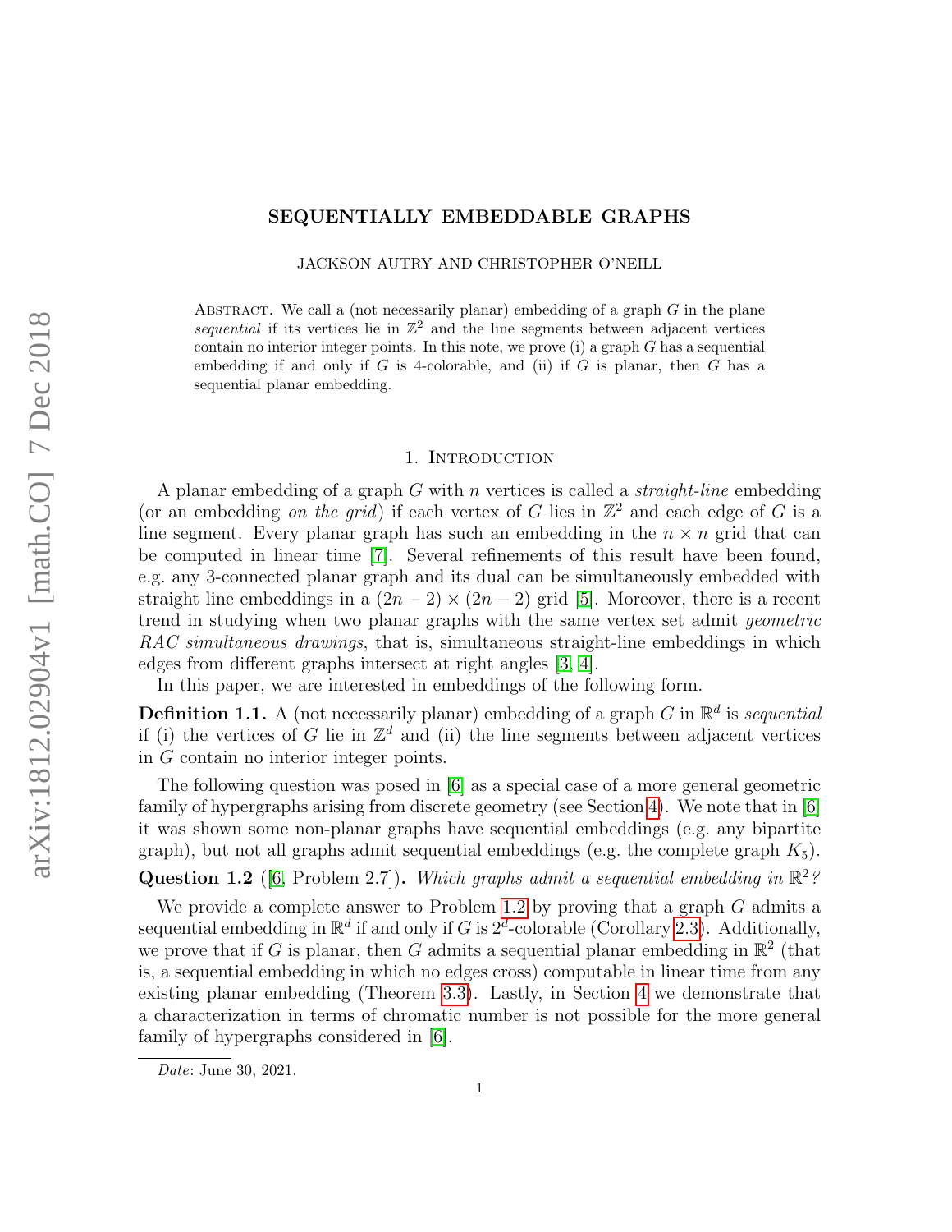# SEQUENTIALLY EMBEDDABLE GRAPHS

JACKSON AUTRY AND CHRISTOPHER O'NEILL

ABSTRACT. We call a (not necessarily planar) embedding of a graph $G$ in the plane *sequential* if its vertices lie in $\mathbb{Z}^2$ and the line segments between adjacent vertices contain no interior integer points. In this note, we prove (i) a graph $G$ has a sequential embedding if and only if $G$ is 4-colorable, and (ii) if $G$ is planar, then $G$ has a sequential planar embedding.

## 1. Introduction

A planar embedding of a graph $G$ with $n$ vertices is called a *straight-line* embedding (or an embedding *on the grid*) if each vertex of $G$ lies in $\mathbb{Z}^2$ and each edge of $G$ is a line segment. Every planar graph has such an embedding in the $n \times n$ grid that can be computed in linear time [7]. Several refinements of this result have been found, e.g. any 3-connected planar graph and its dual can be simultaneously embedded with straight line embeddings in a $(2n-2) \times (2n-2)$ grid [5]. Moreover, there is a recent trend in studying when two planar graphs with the same vertex set admit *geometric RAC simultaneous drawings*, that is, simultaneous straight-line embeddings in which edges from different graphs intersect at right angles [3, 4].

In this paper, we are interested in embeddings of the following form.

**Definition 1.1.** A (not necessarily planar) embedding of a graph $G$ in $\mathbb{R}^d$ is *sequential* if (i) the vertices of $G$ lie in $\mathbb{Z}^d$ and (ii) the line segments between adjacent vertices in $G$ contain no interior integer points.

The following question was posed in [6] as a special case of a more general geometric family of hypergraphs arising from discrete geometry (see Section 4). We note that in [6] it was shown some non-planar graphs have sequential embeddings (e.g. any bipartite graph), but not all graphs admit sequential embeddings (e.g. the complete graph $K_5$).

**Question 1.2** ([6, Problem 2.7])**.** *Which graphs admit a sequential embedding in $\mathbb{R}^2$?*

We provide a complete answer to Problem 1.2 by proving that a graph $G$ admits a sequential embedding in $\mathbb{R}^d$ if and only if $G$ is $2^d$-colorable (Corollary 2.3). Additionally, we prove that if $G$ is planar, then $G$ admits a sequential planar embedding in $\mathbb{R}^2$ (that is, a sequential embedding in which no edges cross) computable in linear time from any existing planar embedding (Theorem 3.3). Lastly, in Section 4 we demonstrate that a characterization in terms of chromatic number is not possible for the more general family of hypergraphs considered in [6].

*Date*: June 30, 2021.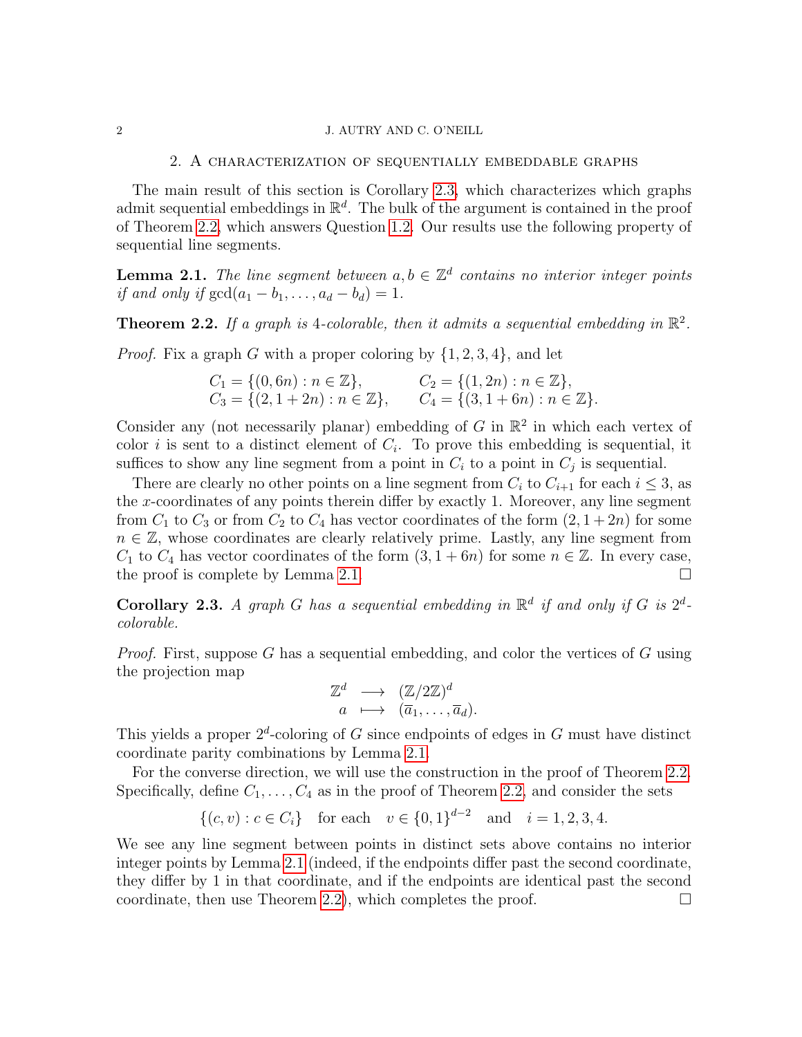## 2. A characterization of sequentially embeddable graphs

The main result of this section is Corollary 2.3, which characterizes which graphs admit sequential embeddings in $\mathbb{R}^d$. The bulk of the argument is contained in the proof of Theorem 2.2, which answers Question 1.2. Our results use the following property of sequential line segments.

**Lemma 2.1.** *The line segment between $a, b \in \mathbb{Z}^d$ contains no interior integer points if and only if $\gcd(a_1 - b_1, \ldots, a_d - b_d) = 1$.*

**Theorem 2.2.** *If a graph is 4-colorable, then it admits a sequential embedding in $\mathbb{R}^2$.*

*Proof.* Fix a graph $G$ with a proper coloring by $\{1, 2, 3, 4\}$, and let

$$
\begin{aligned}
C_1 &= \{(0, 6n) : n \in \mathbb{Z}\}, & C_2 &= \{(1, 2n) : n \in \mathbb{Z}\}, \\
C_3 &= \{(2, 1 + 2n) : n \in \mathbb{Z}\}, & C_4 &= \{(3, 1 + 6n) : n \in \mathbb{Z}\}.
\end{aligned}
$$

Consider any (not necessarily planar) embedding of $G$ in $\mathbb{R}^2$ in which each vertex of color $i$ is sent to a distinct element of $C_i$. To prove this embedding is sequential, it suffices to show any line segment from a point in $C_i$ to a point in $C_j$ is sequential.

There are clearly no other points on a line segment from $C_i$ to $C_{i+1}$ for each $i \leq 3$, as the $x$-coordinates of any points therein differ by exactly 1. Moreover, any line segment from $C_1$ to $C_3$ or from $C_2$ to $C_4$ has vector coordinates of the form $(2, 1 + 2n)$ for some $n \in \mathbb{Z}$, whose coordinates are clearly relatively prime. Lastly, any line segment from $C_1$ to $C_4$ has vector coordinates of the form $(3, 1 + 6n)$ for some $n \in \mathbb{Z}$. In every case, the proof is complete by Lemma 2.1. $\square$

**Corollary 2.3.** *A graph $G$ has a sequential embedding in $\mathbb{R}^d$ if and only if $G$ is $2^d$-colorable.*

*Proof.* First, suppose $G$ has a sequential embedding, and color the vertices of $G$ using the projection map

$$
\begin{aligned}
\mathbb{Z}^d &\longrightarrow (\mathbb{Z}/2\mathbb{Z})^d \\
a &\longmapsto (\overline{a}_1, \ldots, \overline{a}_d).
\end{aligned}
$$

This yields a proper $2^d$-coloring of $G$ since endpoints of edges in $G$ must have distinct coordinate parity combinations by Lemma 2.1.

For the converse direction, we will use the construction in the proof of Theorem 2.2. Specifically, define $C_1, \ldots, C_4$ as in the proof of Theorem 2.2, and consider the sets

$$
\{(c, v) : c \in C_i\} \quad \text{for each} \quad v \in \{0, 1\}^{d-2} \quad \text{and} \quad i = 1, 2, 3, 4.
$$

We see any line segment between points in distinct sets above contains no interior integer points by Lemma 2.1 (indeed, if the endpoints differ past the second coordinate, they differ by 1 in that coordinate, and if the endpoints are identical past the second coordinate, then use Theorem 2.2), which completes the proof. $\square$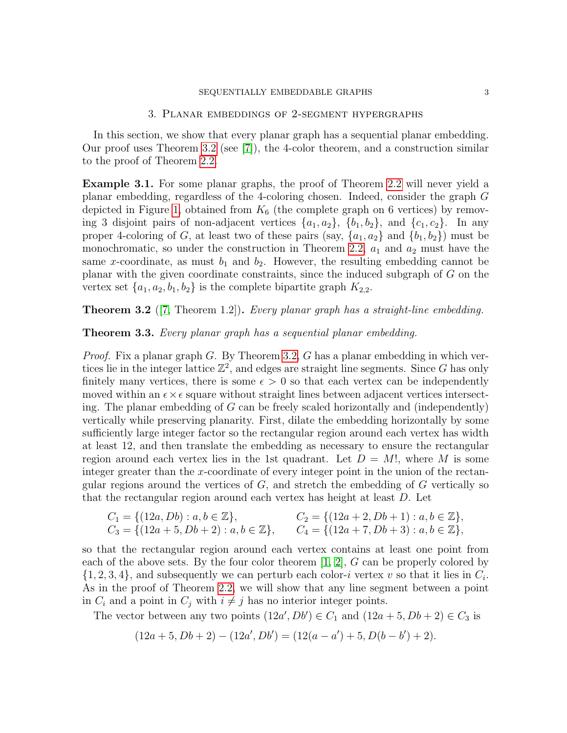## 3. Planar embeddings of 2-segment hypergraphs

In this section, we show that every planar graph has a sequential planar embedding. Our proof uses Theorem 3.2 (see [7]), the 4-color theorem, and a construction similar to the proof of Theorem 2.2.

**Example 3.1.** For some planar graphs, the proof of Theorem 2.2 will never yield a planar embedding, regardless of the 4-coloring chosen. Indeed, consider the graph $G$ depicted in Figure 1, obtained from $K_6$ (the complete graph on 6 vertices) by removing 3 disjoint pairs of non-adjacent vertices $\{a_1, a_2\}$, $\{b_1, b_2\}$, and $\{c_1, c_2\}$. In any proper 4-coloring of $G$, at least two of these pairs (say, $\{a_1, a_2\}$ and $\{b_1, b_2\}$) must be monochromatic, so under the construction in Theorem 2.2, $a_1$ and $a_2$ must have the same $x$-coordinate, as must $b_1$ and $b_2$. However, the resulting embedding cannot be planar with the given coordinate constraints, since the induced subgraph of $G$ on the vertex set $\{a_1, a_2, b_1, b_2\}$ is the complete bipartite graph $K_{2,2}$.

**Theorem 3.2** ([7, Theorem 1.2])**.** *Every planar graph has a straight-line embedding.*

**Theorem 3.3.** *Every planar graph has a sequential planar embedding.*

*Proof.* Fix a planar graph $G$. By Theorem 3.2, $G$ has a planar embedding in which vertices lie in the integer lattice $\mathbb{Z}^2$, and edges are straight line segments. Since $G$ has only finitely many vertices, there is some $\epsilon > 0$ so that each vertex can be independently moved within an $\epsilon \times \epsilon$ square without straight lines between adjacent vertices intersecting. The planar embedding of $G$ can be freely scaled horizontally and (independently) vertically while preserving planarity. First, dilate the embedding horizontally by some sufficiently large integer factor so the rectangular region around each vertex has width at least 12, and then translate the embedding as necessary to ensure the rectangular region around each vertex lies in the 1st quadrant. Let $D = M!$, where $M$ is some integer greater than the $x$-coordinate of every integer point in the union of the rectangular regions around the vertices of $G$, and stretch the embedding of $G$ vertically so that the rectangular region around each vertex has height at least $D$. Let

$$C_1 = \{(12a, Db) : a, b \in \mathbb{Z}\}, \qquad C_2 = \{(12a + 2, Db + 1) : a, b \in \mathbb{Z}\},$$
$$C_3 = \{(12a + 5, Db + 2) : a, b \in \mathbb{Z}\}, \qquad C_4 = \{(12a + 7, Db + 3) : a, b \in \mathbb{Z}\},$$

so that the rectangular region around each vertex contains at least one point from each of the above sets. By the four color theorem [1, 2], $G$ can be properly colored by $\{1, 2, 3, 4\}$, and subsequently we can perturb each color-$i$ vertex $v$ so that it lies in $C_i$. As in the proof of Theorem 2.2, we will show that any line segment between a point in $C_i$ and a point in $C_j$ with $i \neq j$ has no interior integer points.

The vector between any two points $(12a', Db') \in C_1$ and $(12a + 5, Db + 2) \in C_3$ is

$$(12a + 5, Db + 2) - (12a', Db') = (12(a - a') + 5, D(b - b') + 2).$$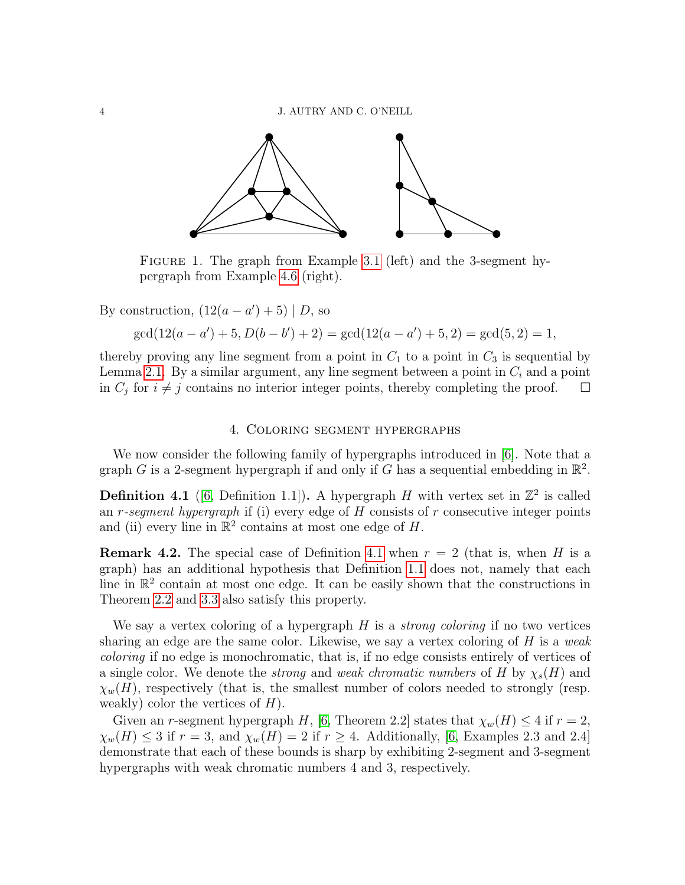FIGURE 1. The graph from Example 3.1 (left) and the 3-segment hypergraph from Example 4.6 (right).

By construction, $(12(a - a') + 5) \mid D$, so

$$\gcd(12(a - a') + 5, D(b - b') + 2) = \gcd(12(a - a') + 5, 2) = \gcd(5, 2) = 1,$$

thereby proving any line segment from a point in $C_1$ to a point in $C_3$ is sequential by Lemma 2.1. By a similar argument, any line segment between a point in $C_i$ and a point in $C_j$ for $i \neq j$ contains no interior integer points, thereby completing the proof. $\square$

## 4. Coloring segment hypergraphs

We now consider the following family of hypergraphs introduced in [6]. Note that a graph $G$ is a 2-segment hypergraph if and only if $G$ has a sequential embedding in $\mathbb{R}^2$.

**Definition 4.1** ([6, Definition 1.1]). A hypergraph $H$ with vertex set in $\mathbb{Z}^2$ is called an *$r$-segment hypergraph* if (i) every edge of $H$ consists of $r$ consecutive integer points and (ii) every line in $\mathbb{R}^2$ contains at most one edge of $H$.

**Remark 4.2.** The special case of Definition 4.1 when $r = 2$ (that is, when $H$ is a graph) has an additional hypothesis that Definition 1.1 does not, namely that each line in $\mathbb{R}^2$ contain at most one edge. It can be easily shown that the constructions in Theorem 2.2 and 3.3 also satisfy this property.

We say a vertex coloring of a hypergraph $H$ is a *strong coloring* if no two vertices sharing an edge are the same color. Likewise, we say a vertex coloring of $H$ is a *weak coloring* if no edge is monochromatic, that is, if no edge consists entirely of vertices of a single color. We denote the *strong* and *weak chromatic numbers* of $H$ by $\chi_s(H)$ and $\chi_w(H)$, respectively (that is, the smallest number of colors needed to strongly (resp. weakly) color the vertices of $H$).

Given an $r$-segment hypergraph $H$, [6, Theorem 2.2] states that $\chi_w(H) \leq 4$ if $r = 2$, $\chi_w(H) \leq 3$ if $r = 3$, and $\chi_w(H) = 2$ if $r \geq 4$. Additionally, [6, Examples 2.3 and 2.4] demonstrate that each of these bounds is sharp by exhibiting 2-segment and 3-segment hypergraphs with weak chromatic numbers 4 and 3, respectively.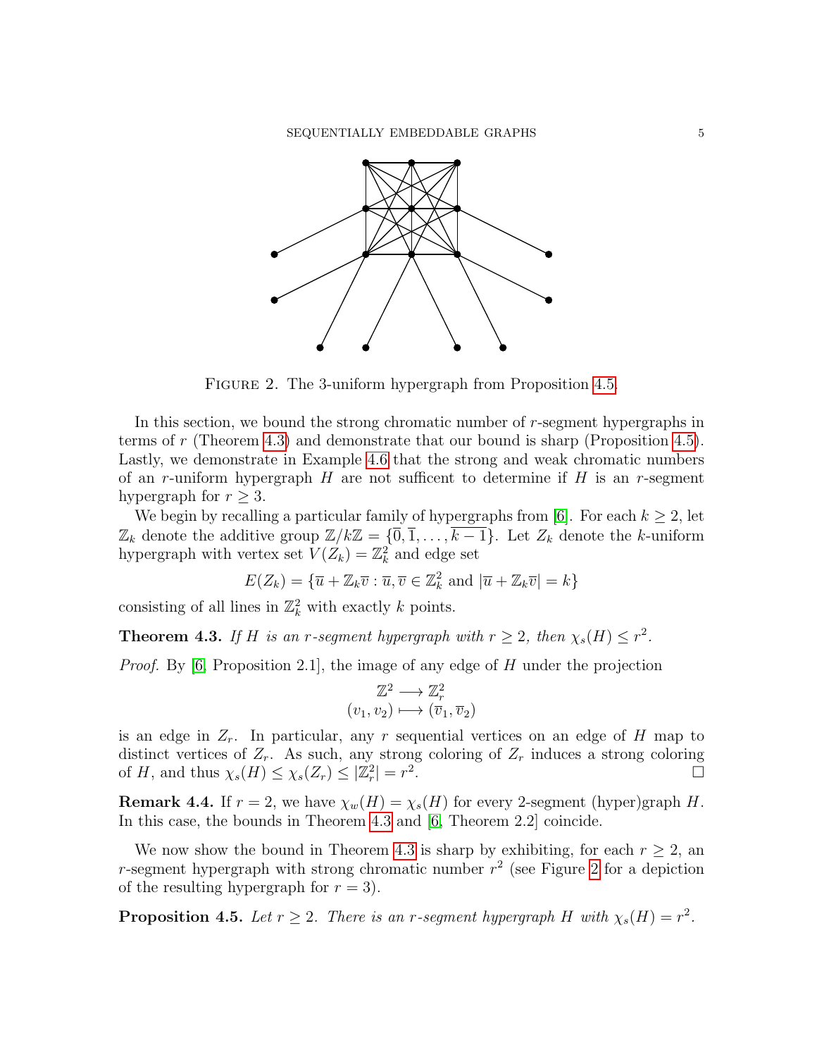FIGURE 2. The 3-uniform hypergraph from Proposition 4.5.

In this section, we bound the strong chromatic number of $r$-segment hypergraphs in terms of $r$ (Theorem 4.3) and demonstrate that our bound is sharp (Proposition 4.5). Lastly, we demonstrate in Example 4.6 that the strong and weak chromatic numbers of an $r$-uniform hypergraph $H$ are not sufficent to determine if $H$ is an $r$-segment hypergraph for $r \geq 3$.

We begin by recalling a particular family of hypergraphs from [6]. For each $k \geq 2$, let $\mathbb{Z}_k$ denote the additive group $\mathbb{Z}/k\mathbb{Z} = \{\overline{0}, \overline{1}, \ldots, \overline{k-1}\}$. Let $Z_k$ denote the $k$-uniform hypergraph with vertex set $V(Z_k) = \mathbb{Z}_k^2$ and edge set

$$E(Z_k) = \{\overline{u} + \mathbb{Z}_k\overline{v} : \overline{u}, \overline{v} \in \mathbb{Z}_k^2 \text{ and } |\overline{u} + \mathbb{Z}_k\overline{v}| = k\}$$

consisting of all lines in $\mathbb{Z}_k^2$ with exactly $k$ points.

**Theorem 4.3.** *If $H$ is an $r$-segment hypergraph with $r \geq 2$, then $\chi_s(H) \leq r^2$.*

*Proof.* By [6, Proposition 2.1], the image of any edge of $H$ under the projection

$$\begin{aligned} \mathbb{Z}^2 &\longrightarrow \mathbb{Z}_r^2 \\ (v_1, v_2) &\longmapsto (\overline{v}_1, \overline{v}_2) \end{aligned}$$

is an edge in $Z_r$. In particular, any $r$ sequential vertices on an edge of $H$ map to distinct vertices of $Z_r$. As such, any strong coloring of $Z_r$ induces a strong coloring of $H$, and thus $\chi_s(H) \leq \chi_s(Z_r) \leq |\mathbb{Z}_r^2| = r^2$. □

**Remark 4.4.** If $r = 2$, we have $\chi_w(H) = \chi_s(H)$ for every 2-segment (hyper)graph $H$. In this case, the bounds in Theorem 4.3 and [6, Theorem 2.2] coincide.

We now show the bound in Theorem 4.3 is sharp by exhibiting, for each $r \geq 2$, an $r$-segment hypergraph with strong chromatic number $r^2$ (see Figure 2 for a depiction of the resulting hypergraph for $r = 3$).

**Proposition 4.5.** *Let $r \geq 2$. There is an $r$-segment hypergraph $H$ with $\chi_s(H) = r^2$.*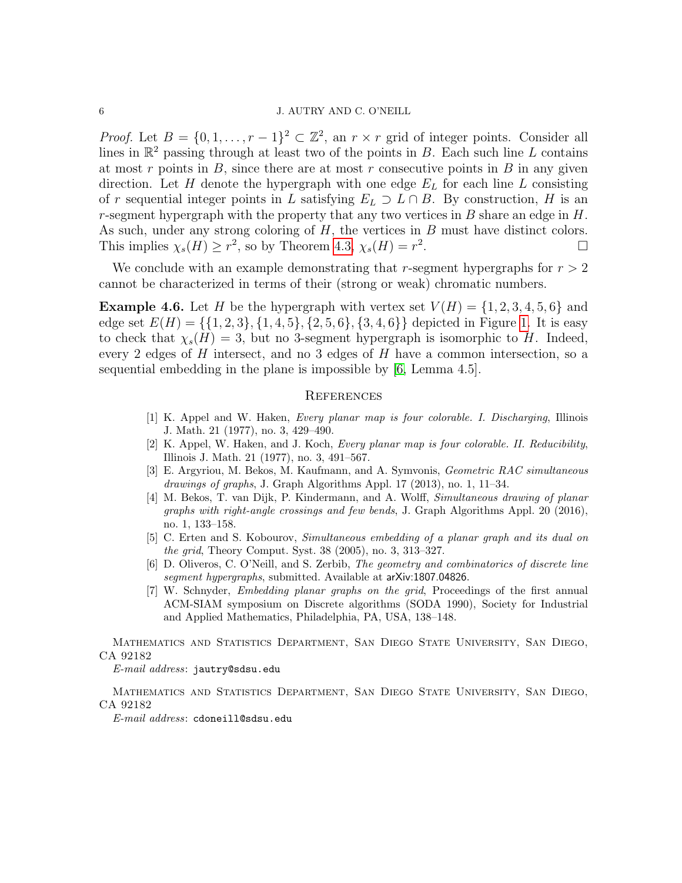*Proof.* Let $B = \{0, 1, \ldots, r-1\}^2 \subset \mathbb{Z}^2$, an $r \times r$ grid of integer points. Consider all lines in $\mathbb{R}^2$ passing through at least two of the points in $B$. Each such line $L$ contains at most $r$ points in $B$, since there are at most $r$ consecutive points in $B$ in any given direction. Let $H$ denote the hypergraph with one edge $E_L$ for each line $L$ consisting of $r$ sequential integer points in $L$ satisfying $E_L \supset L \cap B$. By construction, $H$ is an $r$-segment hypergraph with the property that any two vertices in $B$ share an edge in $H$. As such, under any strong coloring of $H$, the vertices in $B$ must have distinct colors. This implies $\chi_s(H) \geq r^2$, so by Theorem 4.3, $\chi_s(H) = r^2$. $\square$

We conclude with an example demonstrating that $r$-segment hypergraphs for $r > 2$ cannot be characterized in terms of their (strong or weak) chromatic numbers.

**Example 4.6.** Let $H$ be the hypergraph with vertex set $V(H) = \{1, 2, 3, 4, 5, 6\}$ and edge set $E(H) = \{\{1, 2, 3\}, \{1, 4, 5\}, \{2, 5, 6\}, \{3, 4, 6\}\}$ depicted in Figure 1. It is easy to check that $\chi_s(H) = 3$, but no 3-segment hypergraph is isomorphic to $H$. Indeed, every 2 edges of $H$ intersect, and no 3 edges of $H$ have a common intersection, so a sequential embedding in the plane is impossible by [6, Lemma 4.5].

## References

[1] K. Appel and W. Haken, *Every planar map is four colorable. I. Discharging*, Illinois J. Math. 21 (1977), no. 3, 429–490.

[2] K. Appel, W. Haken, and J. Koch, *Every planar map is four colorable. II. Reducibility*, Illinois J. Math. 21 (1977), no. 3, 491–567.

[3] E. Argyriou, M. Bekos, M. Kaufmann, and A. Symvonis, *Geometric RAC simultaneous drawings of graphs*, J. Graph Algorithms Appl. 17 (2013), no. 1, 11–34.

[4] M. Bekos, T. van Dijk, P. Kindermann, and A. Wolff, *Simultaneous drawing of planar graphs with right-angle crossings and few bends*, J. Graph Algorithms Appl. 20 (2016), no. 1, 133–158.

[5] C. Erten and S. Kobourov, *Simultaneous embedding of a planar graph and its dual on the grid*, Theory Comput. Syst. 38 (2005), no. 3, 313–327.

[6] D. Oliveros, C. O'Neill, and S. Zerbib, *The geometry and combinatorics of discrete line segment hypergraphs*, submitted. Available at arXiv:1807.04826.

[7] W. Schnyder, *Embedding planar graphs on the grid*, Proceedings of the first annual ACM-SIAM symposium on Discrete algorithms (SODA 1990), Society for Industrial and Applied Mathematics, Philadelphia, PA, USA, 138–148.

Mathematics and Statistics Department, San Diego State University, San Diego, CA 92182

*E-mail address*: jautry@sdsu.edu

Mathematics and Statistics Department, San Diego State University, San Diego, CA 92182

*E-mail address*: cdoneill@sdsu.edu